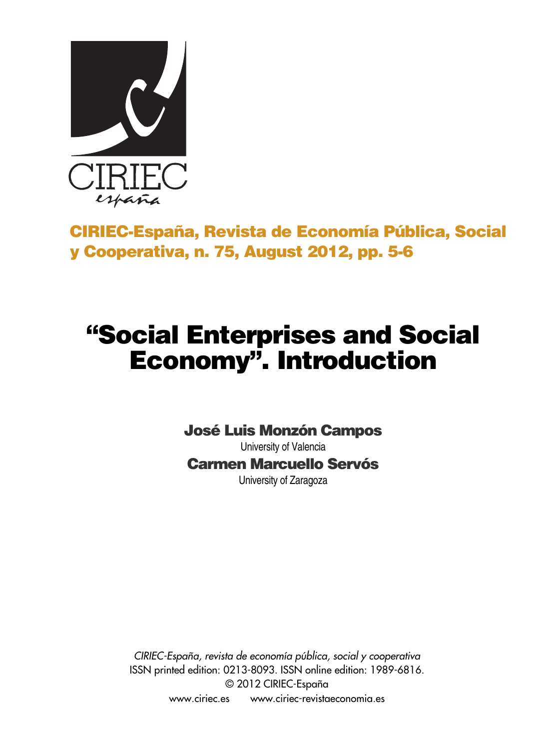CIRIEC españa

**CIRIEC-España, Revista de Economía Pública, Social y Cooperativa, n. 75, August 2012, pp. 5-6**

# "Social Enterprises and Social Economy". Introduction

**José Luis Monzón Campos**
University of Valencia

**Carmen Marcuello Servós**
University of Zaragoza

*CIRIEC-España, revista de economía pública, social y cooperativa*
ISSN printed edition: 0213-8093. ISSN online edition: 1989-6816.
© 2012 CIRIEC-España
www.ciriec.es www.ciriec-revistaeconomia.es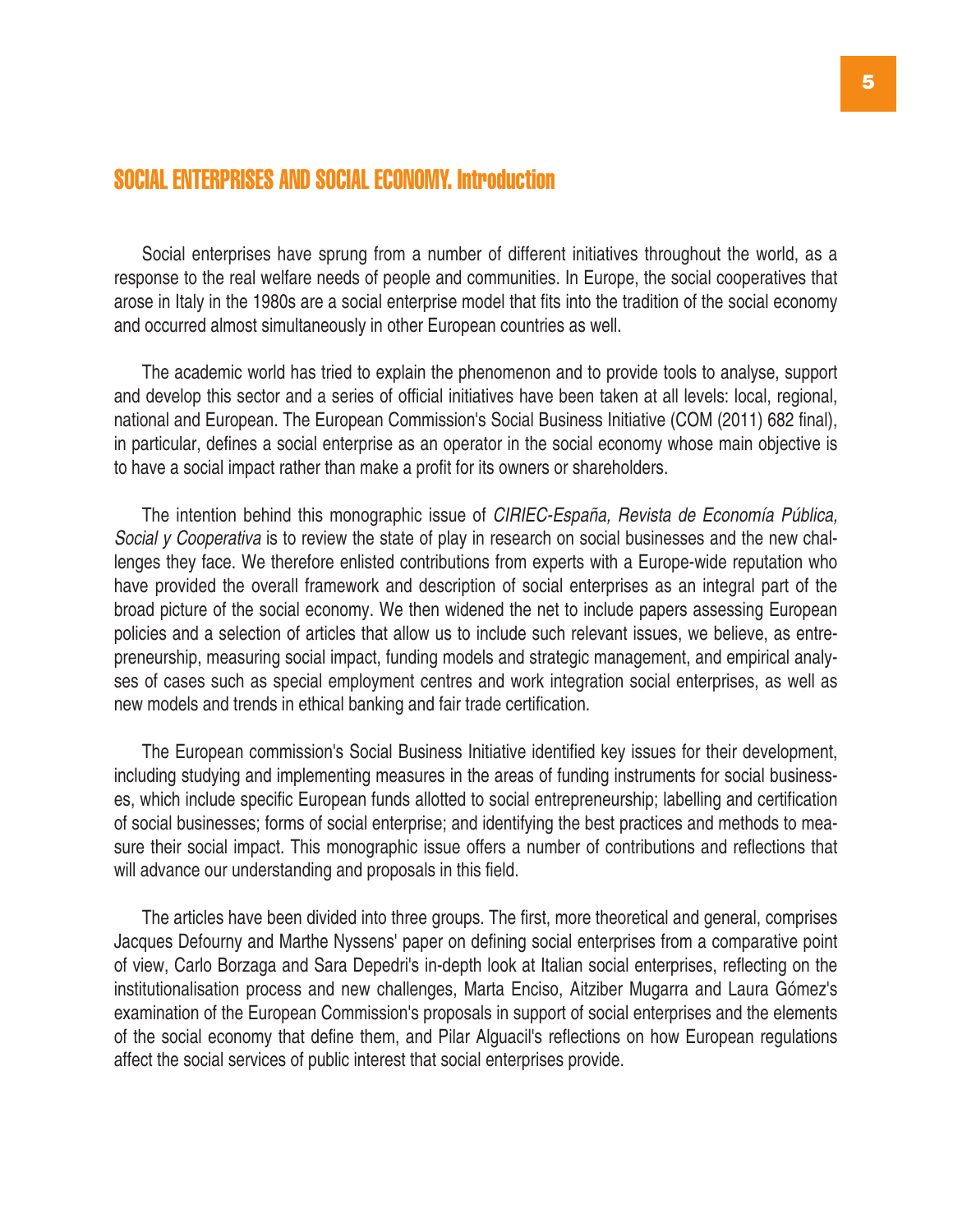## SOCIAL ENTERPRISES AND SOCIAL ECONOMY. Introduction

Social enterprises have sprung from a number of different initiatives throughout the world, as a response to the real welfare needs of people and communities. In Europe, the social cooperatives that arose in Italy in the 1980s are a social enterprise model that fits into the tradition of the social economy and occurred almost simultaneously in other European countries as well.

The academic world has tried to explain the phenomenon and to provide tools to analyse, support and develop this sector and a series of official initiatives have been taken at all levels: local, regional, national and European. The European Commission's Social Business Initiative (COM (2011) 682 final), in particular, defines a social enterprise as an operator in the social economy whose main objective is to have a social impact rather than make a profit for its owners or shareholders.

The intention behind this monographic issue of *CIRIEC-España, Revista de Economía Pública, Social y Cooperativa* is to review the state of play in research on social businesses and the new challenges they face. We therefore enlisted contributions from experts with a Europe-wide reputation who have provided the overall framework and description of social enterprises as an integral part of the broad picture of the social economy. We then widened the net to include papers assessing European policies and a selection of articles that allow us to include such relevant issues, we believe, as entrepreneurship, measuring social impact, funding models and strategic management, and empirical analyses of cases such as special employment centres and work integration social enterprises, as well as new models and trends in ethical banking and fair trade certification.

The European commission's Social Business Initiative identified key issues for their development, including studying and implementing measures in the areas of funding instruments for social businesses, which include specific European funds allotted to social entrepreneurship; labelling and certification of social businesses; forms of social enterprise; and identifying the best practices and methods to measure their social impact. This monographic issue offers a number of contributions and reflections that will advance our understanding and proposals in this field.

The articles have been divided into three groups. The first, more theoretical and general, comprises Jacques Defourny and Marthe Nyssens' paper on defining social enterprises from a comparative point of view, Carlo Borzaga and Sara Depedri's in-depth look at Italian social enterprises, reflecting on the institutionalisation process and new challenges, Marta Enciso, Aitziber Mugarra and Laura Gómez's examination of the European Commission's proposals in support of social enterprises and the elements of the social economy that define them, and Pilar Alguacil's reflections on how European regulations affect the social services of public interest that social enterprises provide.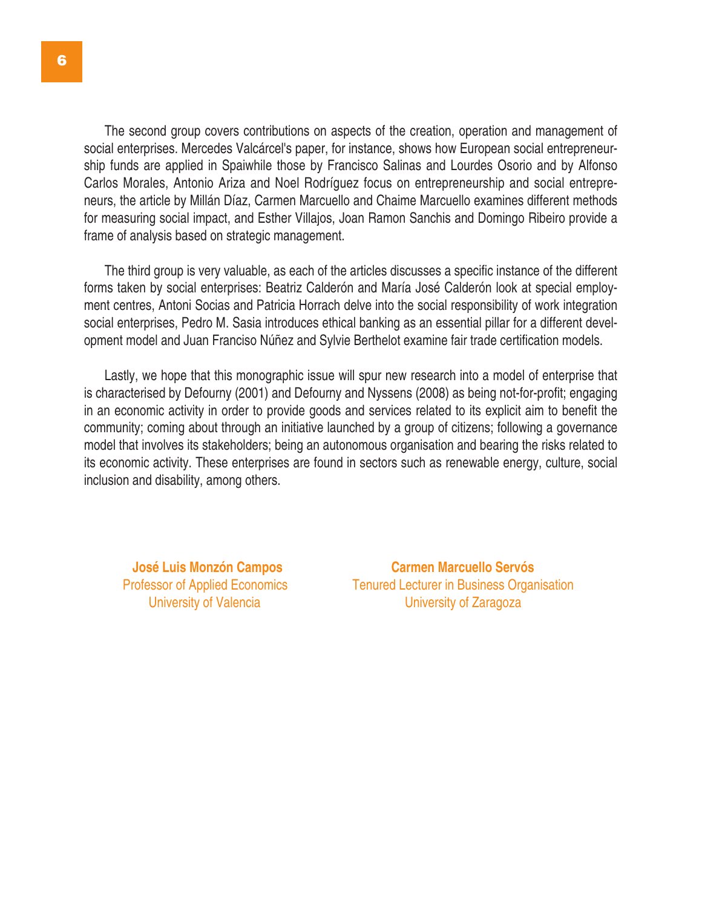The second group covers contributions on aspects of the creation, operation and management of social enterprises. Mercedes Valcárcel's paper, for instance, shows how European social entrepreneurship funds are applied in Spaiwhile those by Francisco Salinas and Lourdes Osorio and by Alfonso Carlos Morales, Antonio Ariza and Noel Rodríguez focus on entrepreneurship and social entrepreneurs, the article by Millán Díaz, Carmen Marcuello and Chaime Marcuello examines different methods for measuring social impact, and Esther Villajos, Joan Ramon Sanchis and Domingo Ribeiro provide a frame of analysis based on strategic management.

The third group is very valuable, as each of the articles discusses a specific instance of the different forms taken by social enterprises: Beatriz Calderón and María José Calderón look at special employment centres, Antoni Socias and Patricia Horrach delve into the social responsibility of work integration social enterprises, Pedro M. Sasia introduces ethical banking as an essential pillar for a different development model and Juan Francisco Núñez and Sylvie Berthelot examine fair trade certification models.

Lastly, we hope that this monographic issue will spur new research into a model of enterprise that is characterised by Defourny (2001) and Defourny and Nyssens (2008) as being not-for-profit; engaging in an economic activity in order to provide goods and services related to its explicit aim to benefit the community; coming about through an initiative launched by a group of citizens; following a governance model that involves its stakeholders; being an autonomous organisation and bearing the risks related to its economic activity. These enterprises are found in sectors such as renewable energy, culture, social inclusion and disability, among others.

**José Luis Monzón Campos**
Professor of Applied Economics
University of Valencia

**Carmen Marcuello Servós**
Tenured Lecturer in Business Organisation
University of Zaragoza